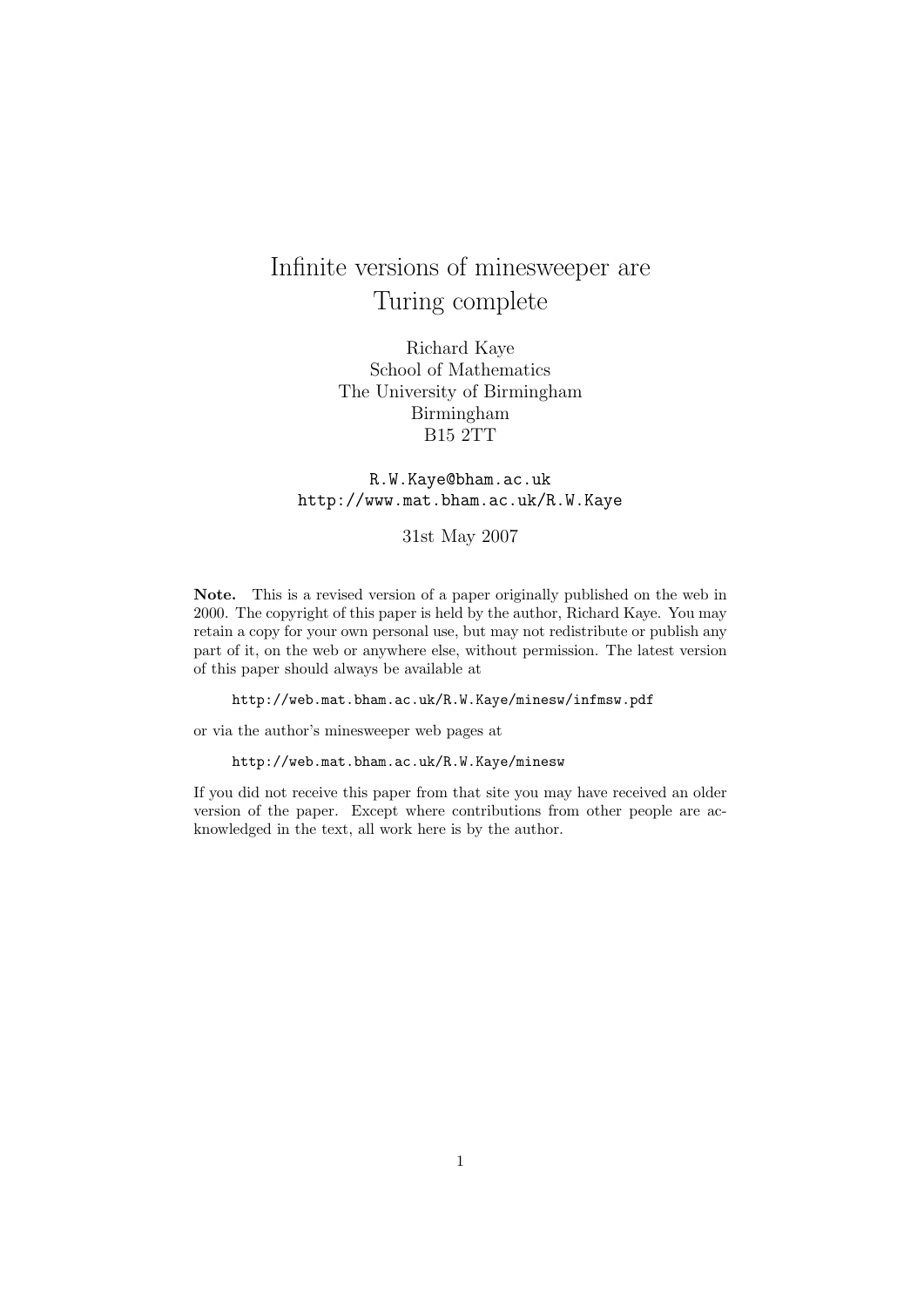# Infinite versions of minesweeper are Turing complete

Richard Kaye
School of Mathematics
The University of Birmingham
Birmingham
B15 2TT

`R.W.Kaye@bham.ac.uk`
`http://www.mat.bham.ac.uk/R.W.Kaye`

31st May 2007

**Note.** This is a revised version of a paper originally published on the web in 2000. The copyright of this paper is held by the author, Richard Kaye. You may retain a copy for your own personal use, but may not redistribute or publish any part of it, on the web or anywhere else, without permission. The latest version of this paper should always be available at

`http://web.mat.bham.ac.uk/R.W.Kaye/minesw/infmsw.pdf`

or via the author's minesweeper web pages at

`http://web.mat.bham.ac.uk/R.W.Kaye/minesw`

If you did not receive this paper from that site you may have received an older version of the paper. Except where contributions from other people are acknowledged in the text, all work here is by the author.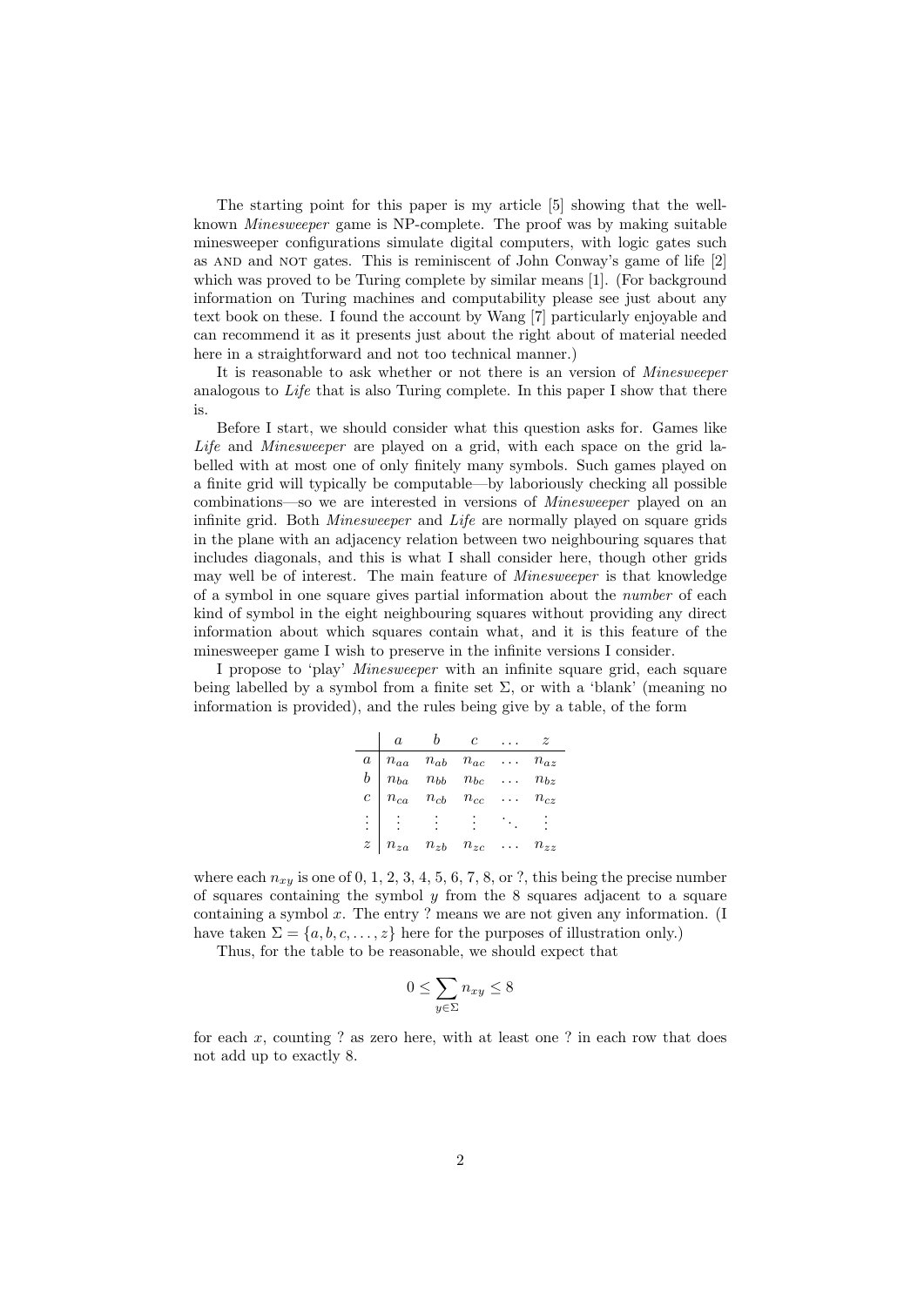The starting point for this paper is my article [5] showing that the well-known *Minesweeper* game is NP-complete. The proof was by making suitable minesweeper configurations simulate digital computers, with logic gates such as AND and NOT gates. This is reminiscent of John Conway's game of life [2] which was proved to be Turing complete by similar means [1]. (For background information on Turing machines and computability please see just about any text book on these. I found the account by Wang [7] particularly enjoyable and can recommend it as it presents just about the right about of material needed here in a straightforward and not too technical manner.)

It is reasonable to ask whether or not there is an version of *Minesweeper* analogous to *Life* that is also Turing complete. In this paper I show that there is.

Before I start, we should consider what this question asks for. Games like *Life* and *Minesweeper* are played on a grid, with each space on the grid labelled with at most one of only finitely many symbols. Such games played on a finite grid will typically be computable—by laboriously checking all possible combinations—so we are interested in versions of *Minesweeper* played on an infinite grid. Both *Minesweeper* and *Life* are normally played on square grids in the plane with an adjacency relation between two neighbouring squares that includes diagonals, and this is what I shall consider here, though other grids may well be of interest. The main feature of *Minesweeper* is that knowledge of a symbol in one square gives partial information about the *number* of each kind of symbol in the eight neighbouring squares without providing any direct information about which squares contain what, and it is this feature of the minesweeper game I wish to preserve in the infinite versions I consider.

I propose to 'play' *Minesweeper* with an infinite square grid, each square being labelled by a symbol from a finite set $\Sigma$, or with a 'blank' (meaning no information is provided), and the rules being give by a table, of the form

| | $a$ | $b$ | $c$ | $\dots$ | $z$ |
|---|---|---|---|---|---|
| $a$ | $n_{aa}$ | $n_{ab}$ | $n_{ac}$ | $\dots$ | $n_{az}$ |
| $b$ | $n_{ba}$ | $n_{bb}$ | $n_{bc}$ | $\dots$ | $n_{bz}$ |
| $c$ | $n_{ca}$ | $n_{cb}$ | $n_{cc}$ | $\dots$ | $n_{cz}$ |
| $\vdots$ | $\vdots$ | $\vdots$ | $\vdots$ | $\ddots$ | $\vdots$ |
| $z$ | $n_{za}$ | $n_{zb}$ | $n_{zc}$ | $\dots$ | $n_{zz}$ |

where each $n_{xy}$ is one of 0, 1, 2, 3, 4, 5, 6, 7, 8, or ?, this being the precise number of squares containing the symbol $y$ from the 8 squares adjacent to a square containing a symbol $x$. The entry ? means we are not given any information. (I have taken $\Sigma = \{a, b, c, \dots, z\}$ here for the purposes of illustration only.)

Thus, for the table to be reasonable, we should expect that

$$0 \leq \sum_{y \in \Sigma} n_{xy} \leq 8$$

for each $x$, counting ? as zero here, with at least one ? in each row that does not add up to exactly 8.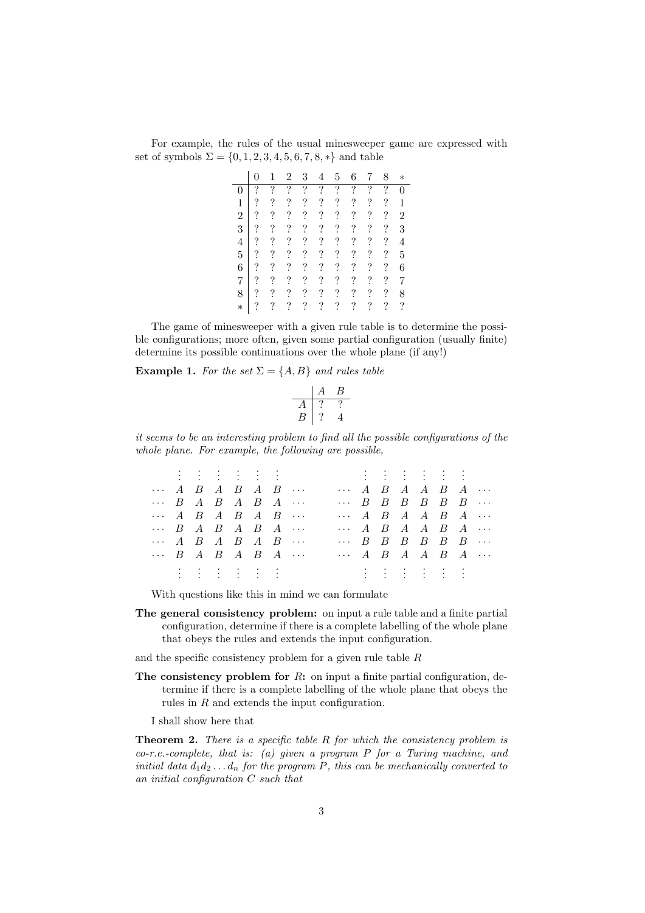For example, the rules of the usual minesweeper game are expressed with set of symbols $\Sigma = \{0, 1, 2, 3, 4, 5, 6, 7, 8, *\}$ and table

| | 0 | 1 | 2 | 3 | 4 | 5 | 6 | 7 | 8 | * |
|---|---|---|---|---|---|---|---|---|---|---|
| 0 | ? | ? | ? | ? | ? | ? | ? | ? | ? | 0 |
| 1 | ? | ? | ? | ? | ? | ? | ? | ? | ? | 1 |
| 2 | ? | ? | ? | ? | ? | ? | ? | ? | ? | 2 |
| 3 | ? | ? | ? | ? | ? | ? | ? | ? | ? | 3 |
| 4 | ? | ? | ? | ? | ? | ? | ? | ? | ? | 4 |
| 5 | ? | ? | ? | ? | ? | ? | ? | ? | ? | 5 |
| 6 | ? | ? | ? | ? | ? | ? | ? | ? | ? | 6 |
| 7 | ? | ? | ? | ? | ? | ? | ? | ? | ? | 7 |
| 8 | ? | ? | ? | ? | ? | ? | ? | ? | ? | 8 |
| * | ? | ? | ? | ? | ? | ? | ? | ? | ? | ? |

The game of minesweeper with a given rule table is to determine the possible configurations; more often, given some partial configuration (usually finite) determine its possible continuations over the whole plane (if any!)

**Example 1.** *For the set $\Sigma = \{A, B\}$ and rules table*

| | $A$ | $B$ |
|---|---|---|
| $A$ | ? | ? |
| $B$ | ? | 4 |

*it seems to be an interesting problem to find all the possible configurations of the whole plane. For example, the following are possible,*

$$
\begin{array}{ccccccccc}
 & \vdots & \vdots & \vdots & \vdots & \vdots & \vdots & \\
\cdots & A & B & A & B & A & B & \cdots \\
\cdots & B & A & B & A & B & A & \cdots \\
\cdots & A & B & A & B & A & B & \cdots \\
\cdots & B & A & B & A & B & A & \cdots \\
\cdots & A & B & A & B & A & B & \cdots \\
\cdots & B & A & B & A & B & A & \cdots \\
 & \vdots & \vdots & \vdots & \vdots & \vdots & \vdots &
\end{array}
\qquad
\begin{array}{ccccccccc}
 & \vdots & \vdots & \vdots & \vdots & \vdots & \vdots & \\
\cdots & A & B & A & A & B & A & \cdots \\
\cdots & B & B & B & B & B & B & \cdots \\
\cdots & A & B & A & A & B & A & \cdots \\
\cdots & A & B & A & A & B & A & \cdots \\
\cdots & B & B & B & B & B & B & \cdots \\
\cdots & A & B & A & A & B & A & \cdots \\
 & \vdots & \vdots & \vdots & \vdots & \vdots & \vdots &
\end{array}
$$

With questions like this in mind we can formulate

**The general consistency problem:** on input a rule table and a finite partial configuration, determine if there is a complete labelling of the whole plane that obeys the rules and extends the input configuration.

and the specific consistency problem for a given rule table $R$

**The consistency problem for $R$:** on input a finite partial configuration, determine if there is a complete labelling of the whole plane that obeys the rules in $R$ and extends the input configuration.

I shall show here that

**Theorem 2.** *There is a specific table $R$ for which the consistency problem is co-r.e.-complete, that is: (a) given a program $P$ for a Turing machine, and initial data $d_1 d_2 \ldots d_n$ for the program $P$, this can be mechanically converted to an initial configuration $C$ such that*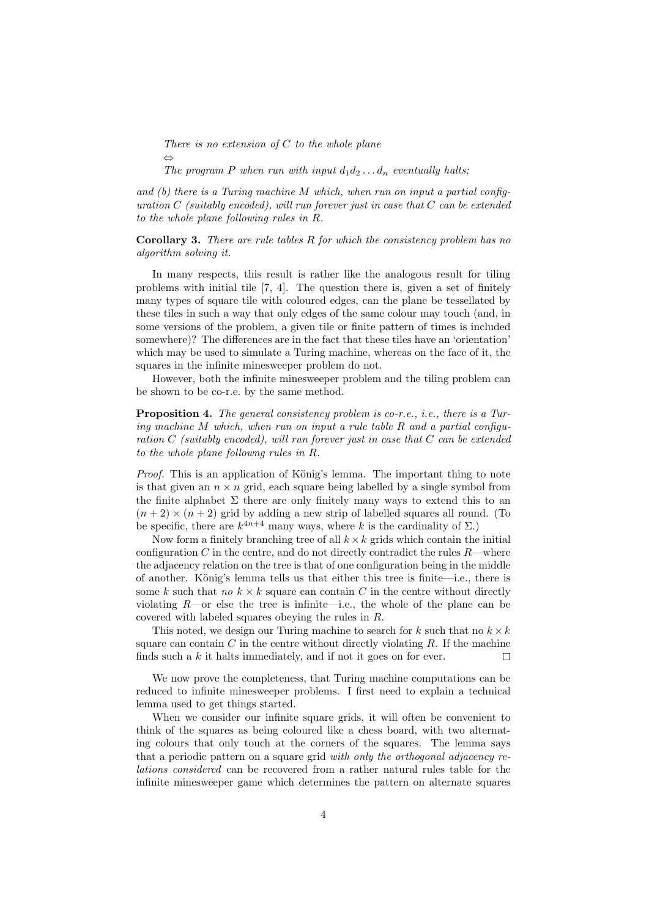*There is no extension of $C$ to the whole plane*
$\Leftrightarrow$
*The program $P$ when run with input $d_1 d_2 \ldots d_n$ eventually halts;*

*and (b) there is a Turing machine $M$ which, when run on input a partial configuration $C$ (suitably encoded), will run forever just in case that $C$ can be extended to the whole plane following rules in $R$.*

**Corollary 3.** *There are rule tables $R$ for which the consistency problem has no algorithm solving it.*

In many respects, this result is rather like the analogous result for tiling problems with initial tile [7, 4]. The question there is, given a set of finitely many types of square tile with coloured edges, can the plane be tessellated by these tiles in such a way that only edges of the same colour may touch (and, in some versions of the problem, a given tile or finite pattern of times is included somewhere)? The differences are in the fact that these tiles have an 'orientation' which may be used to simulate a Turing machine, whereas on the face of it, the squares in the infinite minesweeper problem do not.

However, both the infinite minesweeper problem and the tiling problem can be shown to be co-r.e. by the same method.

**Proposition 4.** *The general consistency problem is co-r.e., i.e., there is a Turing machine $M$ which, when run on input a rule table $R$ and a partial configuration $C$ (suitably encoded), will run forever just in case that $C$ can be extended to the whole plane followng rules in $R$.*

*Proof.* This is an application of König's lemma. The important thing to note is that given an $n \times n$ grid, each square being labelled by a single symbol from the finite alphabet $\Sigma$ there are only finitely many ways to extend this to an $(n+2) \times (n+2)$ grid by adding a new strip of labelled squares all round. (To be specific, there are $k^{4n+4}$ many ways, where $k$ is the cardinality of $\Sigma$.)

Now form a finitely branching tree of all $k \times k$ grids which contain the initial configuration $C$ in the centre, and do not directly contradict the rules $R$—where the adjacency relation on the tree is that of one configuration being in the middle of another. König's lemma tells us that either this tree is finite—i.e., there is some $k$ such that *no* $k \times k$ square can contain $C$ in the centre without directly violating $R$—or else the tree is infinite—i.e., the whole of the plane can be covered with labeled squares obeying the rules in $R$.

This noted, we design our Turing machine to search for $k$ such that no $k \times k$ square can contain $C$ in the centre without directly violating $R$. If the machine finds such a $k$ it halts immediately, and if not it goes on for ever. $\square$

We now prove the completeness, that Turing machine computations can be reduced to infinite minesweeper problems. I first need to explain a technical lemma used to get things started.

When we consider our infinite square grids, it will often be convenient to think of the squares as being coloured like a chess board, with two alternating colours that only touch at the corners of the squares. The lemma says that a periodic pattern on a square grid *with only the orthogonal adjacency relations considered* can be recovered from a rather natural rules table for the infinite minesweeper game which determines the pattern on alternate squares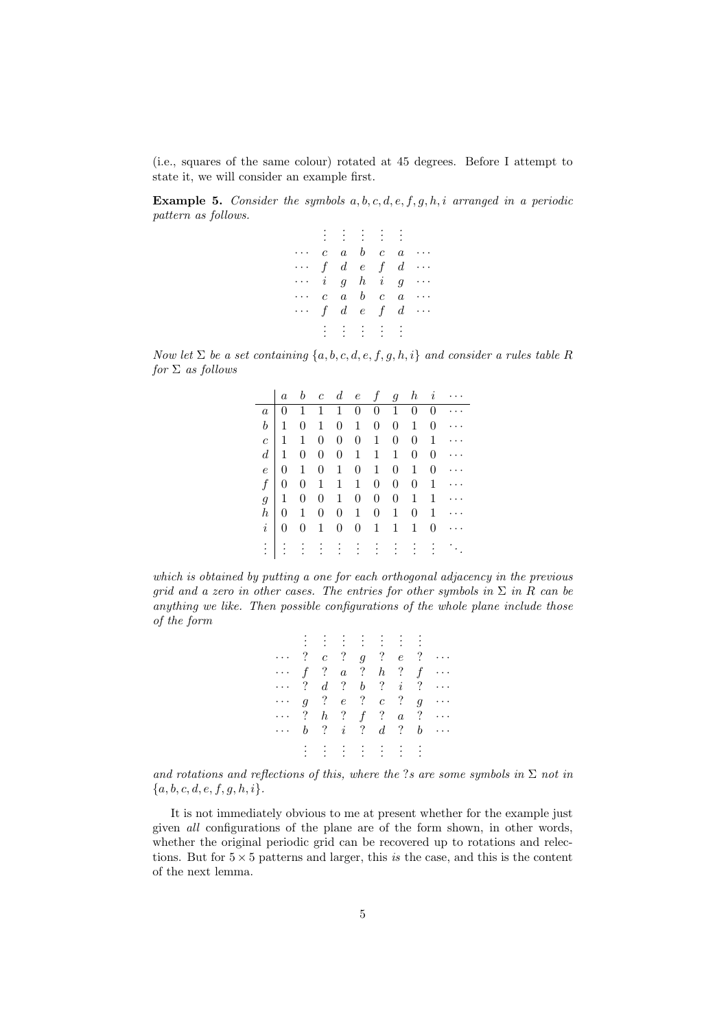(i.e., squares of the same colour) rotated at 45 degrees. Before I attempt to state it, we will consider an example first.

**Example 5.** *Consider the symbols $a, b, c, d, e, f, g, h, i$ arranged in a periodic pattern as follows.*

$$
\begin{array}{ccccccc}
 & \vdots & \vdots & \vdots & \vdots & \vdots & \\
\cdots & c & a & b & c & a & \cdots \\
\cdots & f & d & e & f & d & \cdots \\
\cdots & i & g & h & i & g & \cdots \\
\cdots & c & a & b & c & a & \cdots \\
\cdots & f & d & e & f & d & \cdots \\
 & \vdots & \vdots & \vdots & \vdots & \vdots &
\end{array}
$$

*Now let $\Sigma$ be a set containing $\{a, b, c, d, e, f, g, h, i\}$ and consider a rules table $R$ for $\Sigma$ as follows*

| | $a$ | $b$ | $c$ | $d$ | $e$ | $f$ | $g$ | $h$ | $i$ | $\cdots$ |
|---|---|---|---|---|---|---|---|---|---|---|
| $a$ | 0 | 1 | 1 | 1 | 0 | 0 | 1 | 0 | 0 | $\cdots$ |
| $b$ | 1 | 0 | 1 | 0 | 1 | 0 | 0 | 1 | 0 | $\cdots$ |
| $c$ | 1 | 1 | 0 | 0 | 0 | 1 | 0 | 0 | 1 | $\cdots$ |
| $d$ | 1 | 0 | 0 | 0 | 1 | 1 | 1 | 0 | 0 | $\cdots$ |
| $e$ | 0 | 1 | 0 | 1 | 0 | 1 | 0 | 1 | 0 | $\cdots$ |
| $f$ | 0 | 0 | 1 | 1 | 1 | 0 | 0 | 0 | 1 | $\cdots$ |
| $g$ | 1 | 0 | 0 | 1 | 0 | 0 | 0 | 1 | 1 | $\cdots$ |
| $h$ | 0 | 1 | 0 | 0 | 1 | 0 | 1 | 0 | 1 | $\cdots$ |
| $i$ | 0 | 0 | 1 | 0 | 0 | 1 | 1 | 1 | 0 | $\cdots$ |
| $\vdots$ | $\vdots$ | $\vdots$ | $\vdots$ | $\vdots$ | $\vdots$ | $\vdots$ | $\vdots$ | $\vdots$ | $\vdots$ | $\ddots$ |

*which is obtained by putting a one for each orthogonal adjacency in the previous grid and a zero in other cases. The entries for other symbols in $\Sigma$ in $R$ can be anything we like. Then possible configurations of the whole plane include those of the form*

$$
\begin{array}{ccccccccc}
 & \vdots & \vdots & \vdots & \vdots & \vdots & \vdots & \vdots & \\
\cdots & ? & c & ? & g & ? & e & ? & \cdots \\
\cdots & f & ? & a & ? & h & ? & f & \cdots \\
\cdots & ? & d & ? & b & ? & i & ? & \cdots \\
\cdots & g & ? & e & ? & c & ? & g & \cdots \\
\cdots & ? & h & ? & f & ? & a & ? & \cdots \\
\cdots & b & ? & i & ? & d & ? & b & \cdots \\
 & \vdots & \vdots & \vdots & \vdots & \vdots & \vdots & \vdots &
\end{array}
$$

*and rotations and reflections of this, where the $?$s are some symbols in $\Sigma$ not in $\{a, b, c, d, e, f, g, h, i\}$.*

It is not immediately obvious to me at present whether for the example just given *all* configurations of the plane are of the form shown, in other words, whether the original periodic grid can be recovered up to rotations and relections. But for $5 \times 5$ patterns and larger, this *is* the case, and this is the content of the next lemma.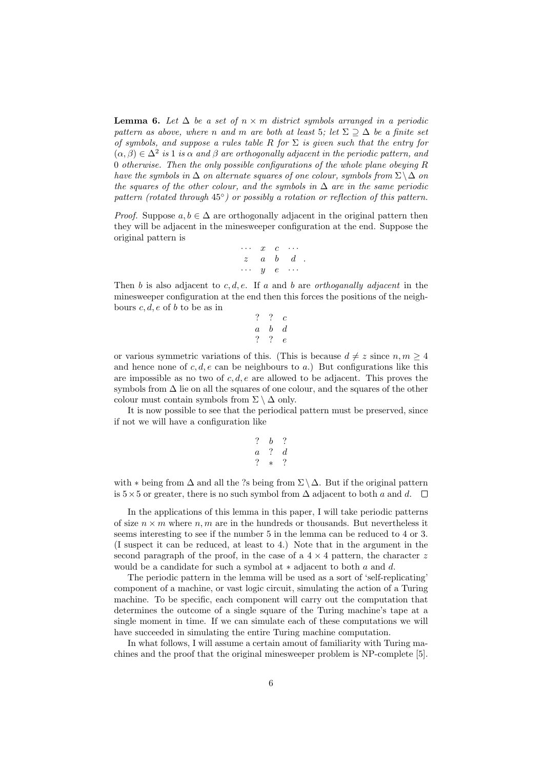**Lemma 6.** *Let $\Delta$ be a set of $n \times m$ district symbols arranged in a periodic pattern as above, where $n$ and $m$ are both at least 5; let $\Sigma \supseteq \Delta$ be a finite set of symbols, and suppose a rules table $R$ for $\Sigma$ is given such that the entry for $(\alpha, \beta) \in \Delta^2$ is 1 is $\alpha$ and $\beta$ are orthogonally adjacent in the periodic pattern, and 0 otherwise. Then the only possible configurations of the whole plane obeying $R$ have the symbols in $\Delta$ on alternate squares of one colour, symbols from $\Sigma \setminus \Delta$ on the squares of the other colour, and the symbols in $\Delta$ are in the same periodic pattern (rotated through $45°$) or possibly a rotation or reflection of this pattern.*

*Proof.* Suppose $a, b \in \Delta$ are orthogonally adjacent in the original pattern then they will be adjacent in the minesweeper configuration at the end. Suppose the original pattern is

$$\begin{array}{cccc} \cdots & x & c & \cdots \\ z & a & b & d \\ \cdots & y & e & \cdots \end{array}.$$

Then $b$ is also adjacent to $c, d, e$. If $a$ and $b$ are *orthoganally adjacent* in the minesweeper configuration at the end then this forces the positions of the neighbours $c, d, e$ of $b$ to be as in

$$\begin{array}{ccc} ? & ? & c \\ a & b & d \\ ? & ? & e \end{array}$$

or various symmetric variations of this. (This is because $d \neq z$ since $n, m \geq 4$ and hence none of $c, d, e$ can be neighbours to $a$.) But configurations like this are impossible as no two of $c, d, e$ are allowed to be adjacent. This proves the symbols from $\Delta$ lie on all the squares of one colour, and the squares of the other colour must contain symbols from $\Sigma \setminus \Delta$ only.

It is now possible to see that the periodical pattern must be preserved, since if not we will have a configuration like

$$\begin{array}{ccc} ? & b & ? \\ a & ? & d \\ ? & * & ? \end{array}$$

with $*$ being from $\Delta$ and all the ?s being from $\Sigma \setminus \Delta$. But if the original pattern is $5 \times 5$ or greater, there is no such symbol from $\Delta$ adjacent to both $a$ and $d$. $\square$

In the applications of this lemma in this paper, I will take periodic patterns of size $n \times m$ where $n, m$ are in the hundreds or thousands. But nevertheless it seems interesting to see if the number 5 in the lemma can be reduced to 4 or 3. (I suspect it can be reduced, at least to 4.) Note that in the argument in the second paragraph of the proof, in the case of a $4 \times 4$ pattern, the character $z$ would be a candidate for such a symbol at $*$ adjacent to both $a$ and $d$.

The periodic pattern in the lemma will be used as a sort of 'self-replicating' component of a machine, or vast logic circuit, simulating the action of a Turing machine. To be specific, each component will carry out the computation that determines the outcome of a single square of the Turing machine's tape at a single moment in time. If we can simulate each of these computations we will have succeeded in simulating the entire Turing machine computation.

In what follows, I will assume a certain amout of familiarity with Turing machines and the proof that the original minesweeper problem is NP-complete [5].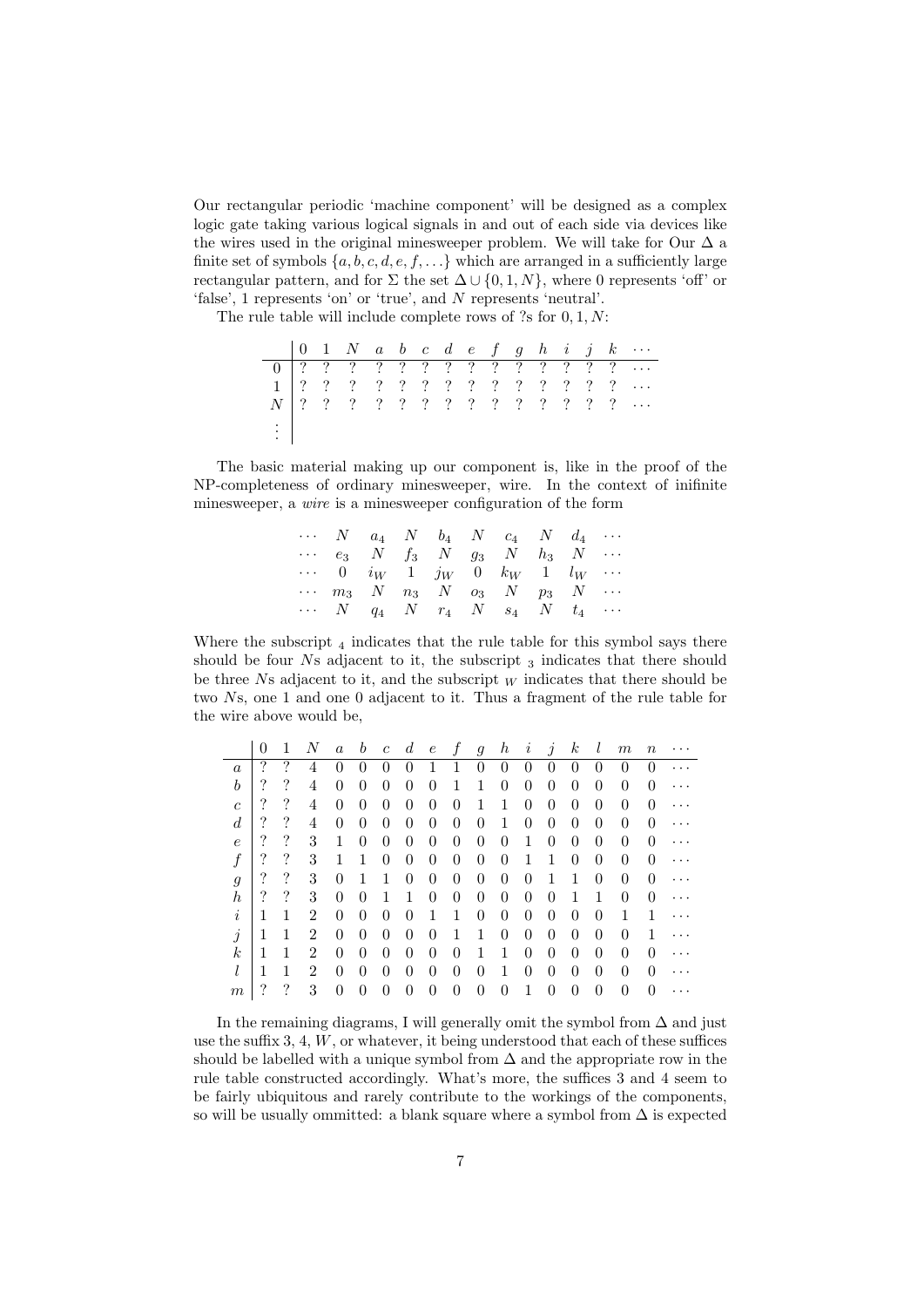Our rectangular periodic 'machine component' will be designed as a complex logic gate taking various logical signals in and out of each side via devices like the wires used in the original minesweeper problem. We will take for Our $\Delta$ a finite set of symbols $\{a, b, c, d, e, f, \ldots\}$ which are arranged in a sufficiently large rectangular pattern, and for $\Sigma$ the set $\Delta \cup \{0, 1, N\}$, where 0 represents 'off' or 'false', 1 represents 'on' or 'true', and $N$ represents 'neutral'.

The rule table will include complete rows of ?s for $0, 1, N$:

| | 0 | 1 | $N$ | $a$ | $b$ | $c$ | $d$ | $e$ | $f$ | $g$ | $h$ | $i$ | $j$ | $k$ | $\cdots$ |
|---|---|---|---|---|---|---|---|---|---|---|---|---|---|---|---|
| 0 | ? | ? | ? | ? | ? | ? | ? | ? | ? | ? | ? | ? | ? | ? | $\cdots$ |
| 1 | ? | ? | ? | ? | ? | ? | ? | ? | ? | ? | ? | ? | ? | ? | $\cdots$ |
| $N$ | ? | ? | ? | ? | ? | ? | ? | ? | ? | ? | ? | ? | ? | ? | $\cdots$ |
| $\vdots$ | | | | | | | | | | | | | | | |

The basic material making up our component is, like in the proof of the NP-completeness of ordinary minesweeper, wire. In the context of inifinite minesweeper, a *wire* is a minesweeper configuration of the form

$$
\begin{array}{ccccccccc}
\cdots & N & a_4 & N & b_4 & N & c_4 & N & d_4 & \cdots \\
\cdots & e_3 & N & f_3 & N & g_3 & N & h_3 & N & \cdots \\
\cdots & 0 & i_W & 1 & j_W & 0 & k_W & 1 & l_W & \cdots \\
\cdots & m_3 & N & n_3 & N & o_3 & N & p_3 & N & \cdots \\
\cdots & N & q_4 & N & r_4 & N & s_4 & N & t_4 & \cdots
\end{array}
$$

Where the subscript $_4$ indicates that the rule table for this symbol says there should be four $N$s adjacent to it, the subscript $_3$ indicates that there should be three $N$s adjacent to it, and the subscript $_W$ indicates that there should be two $N$s, one 1 and one 0 adjacent to it. Thus a fragment of the rule table for the wire above would be,

| | 0 | 1 | $N$ | $a$ | $b$ | $c$ | $d$ | $e$ | $f$ | $g$ | $h$ | $i$ | $j$ | $k$ | $l$ | $m$ | $n$ | $\cdots$ |
|---|---|---|---|---|---|---|---|---|---|---|---|---|---|---|---|---|---|---|
| $a$ | ? | ? | 4 | 0 | 0 | 0 | 0 | 1 | 1 | 0 | 0 | 0 | 0 | 0 | 0 | 0 | 0 | $\cdots$ |
| $b$ | ? | ? | 4 | 0 | 0 | 0 | 0 | 0 | 1 | 1 | 0 | 0 | 0 | 0 | 0 | 0 | 0 | $\cdots$ |
| $c$ | ? | ? | 4 | 0 | 0 | 0 | 0 | 0 | 0 | 1 | 1 | 0 | 0 | 0 | 0 | 0 | 0 | $\cdots$ |
| $d$ | ? | ? | 4 | 0 | 0 | 0 | 0 | 0 | 0 | 0 | 1 | 0 | 0 | 0 | 0 | 0 | 0 | $\cdots$ |
| $e$ | ? | ? | 3 | 1 | 0 | 0 | 0 | 0 | 0 | 0 | 0 | 1 | 0 | 0 | 0 | 0 | 0 | $\cdots$ |
| $f$ | ? | ? | 3 | 1 | 1 | 0 | 0 | 0 | 0 | 0 | 0 | 1 | 1 | 0 | 0 | 0 | 0 | $\cdots$ |
| $g$ | ? | ? | 3 | 0 | 1 | 1 | 0 | 0 | 0 | 0 | 0 | 0 | 1 | 1 | 0 | 0 | 0 | $\cdots$ |
| $h$ | ? | ? | 3 | 0 | 0 | 1 | 1 | 0 | 0 | 0 | 0 | 0 | 0 | 1 | 1 | 0 | 0 | $\cdots$ |
| $i$ | 1 | 1 | 2 | 0 | 0 | 0 | 0 | 1 | 1 | 0 | 0 | 0 | 0 | 0 | 0 | 1 | 1 | $\cdots$ |
| $j$ | 1 | 1 | 2 | 0 | 0 | 0 | 0 | 0 | 1 | 1 | 0 | 0 | 0 | 0 | 0 | 0 | 1 | $\cdots$ |
| $k$ | 1 | 1 | 2 | 0 | 0 | 0 | 0 | 0 | 0 | 1 | 1 | 0 | 0 | 0 | 0 | 0 | 0 | $\cdots$ |
| $l$ | 1 | 1 | 2 | 0 | 0 | 0 | 0 | 0 | 0 | 0 | 1 | 0 | 0 | 0 | 0 | 0 | 0 | $\cdots$ |
| $m$ | ? | ? | 3 | 0 | 0 | 0 | 0 | 0 | 0 | 0 | 0 | 1 | 0 | 0 | 0 | 0 | 0 | $\cdots$ |

In the remaining diagrams, I will generally omit the symbol from $\Delta$ and just use the suffix 3, 4, $W$, or whatever, it being understood that each of these suffices should be labelled with a unique symbol from $\Delta$ and the appropriate row in the rule table constructed accordingly. What's more, the suffices 3 and 4 seem to be fairly ubiquitous and rarely contribute to the workings of the components, so will be usually ommitted: a blank square where a symbol from $\Delta$ is expected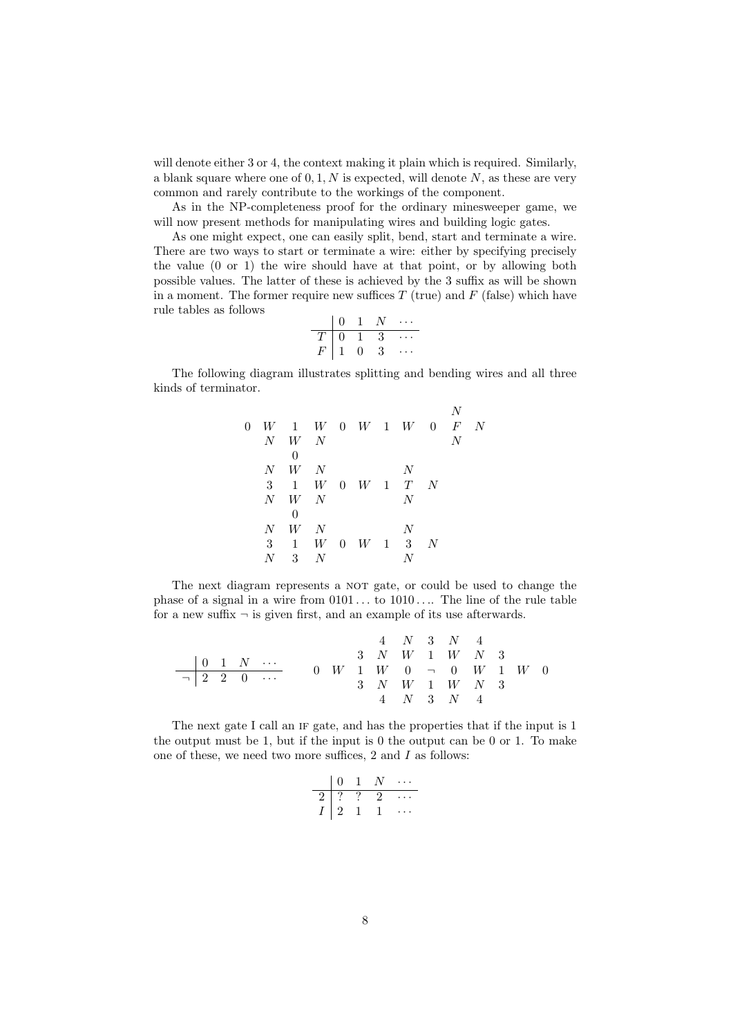will denote either 3 or 4, the context making it plain which is required. Similarly, a blank square where one of 0, 1, $N$ is expected, will denote $N$, as these are very common and rarely contribute to the workings of the component.

As in the NP-completeness proof for the ordinary minesweeper game, we will now present methods for manipulating wires and building logic gates.

As one might expect, one can easily split, bend, start and terminate a wire. There are two ways to start or terminate a wire: either by specifying precisely the value (0 or 1) the wire should have at that point, or by allowing both possible values. The latter of these is achieved by the 3 suffix as will be shown in a moment. The former require new suffices $T$ (true) and $F$ (false) which have rule tables as follows

| | 0 | 1 | $N$ | $\cdots$ |
|---|---|---|---|---|
| $T$ | 0 | 1 | 3 | $\cdots$ |
| $F$ | 1 | 0 | 3 | $\cdots$ |

The following diagram illustrates splitting and bending wires and all three kinds of terminator.

$$
\begin{array}{ccccccccccc}
 & & & & & & & & & N & \\
0 & W & 1 & W & 0 & W & 1 & W & 0 & F & N \\
 & N & W & N & & & & & & N & \\
 & & 0 & & & & & & & & \\
 & N & W & N & & & & N & & & \\
 & 3 & 1 & W & 0 & W & 1 & T & N & & \\
 & N & W & N & & & & N & & & \\
 & & 0 & & & & & & & & \\
 & N & W & N & & & & N & & & \\
 & 3 & 1 & W & 0 & W & 1 & 3 & N & & \\
 & N & 3 & N & & & & N & & &
\end{array}
$$

The next diagram represents a NOT gate, or could be used to change the phase of a signal in a wire from $0101\ldots$ to $1010\ldots$. The line of the rule table for a new suffix $\neg$ is given first, and an example of its use afterwards.

| | 0 | 1 | $N$ | $\cdots$ |
|---|---|---|---|---|
| $\neg$ | 2 | 2 | 0 | $\cdots$ |

$$
\begin{array}{ccccccccccc}
 & & & 4 & N & 3 & N & 4 & & & \\
 & & 3 & N & W & 1 & W & N & 3 & & \\
0 & W & 1 & W & 0 & \neg & 0 & W & 1 & W & 0 \\
 & & 3 & N & W & 1 & W & N & 3 & & \\
 & & & 4 & N & 3 & N & 4 & & &
\end{array}
$$

The next gate I call an IF gate, and has the properties that if the input is 1 the output must be 1, but if the input is 0 the output can be 0 or 1. To make one of these, we need two more suffices, 2 and $I$ as follows:

| | 0 | 1 | $N$ | $\cdots$ |
|---|---|---|---|---|
| 2 | ? | ? | 2 | $\cdots$ |
| $I$ | 2 | 1 | 1 | $\cdots$ |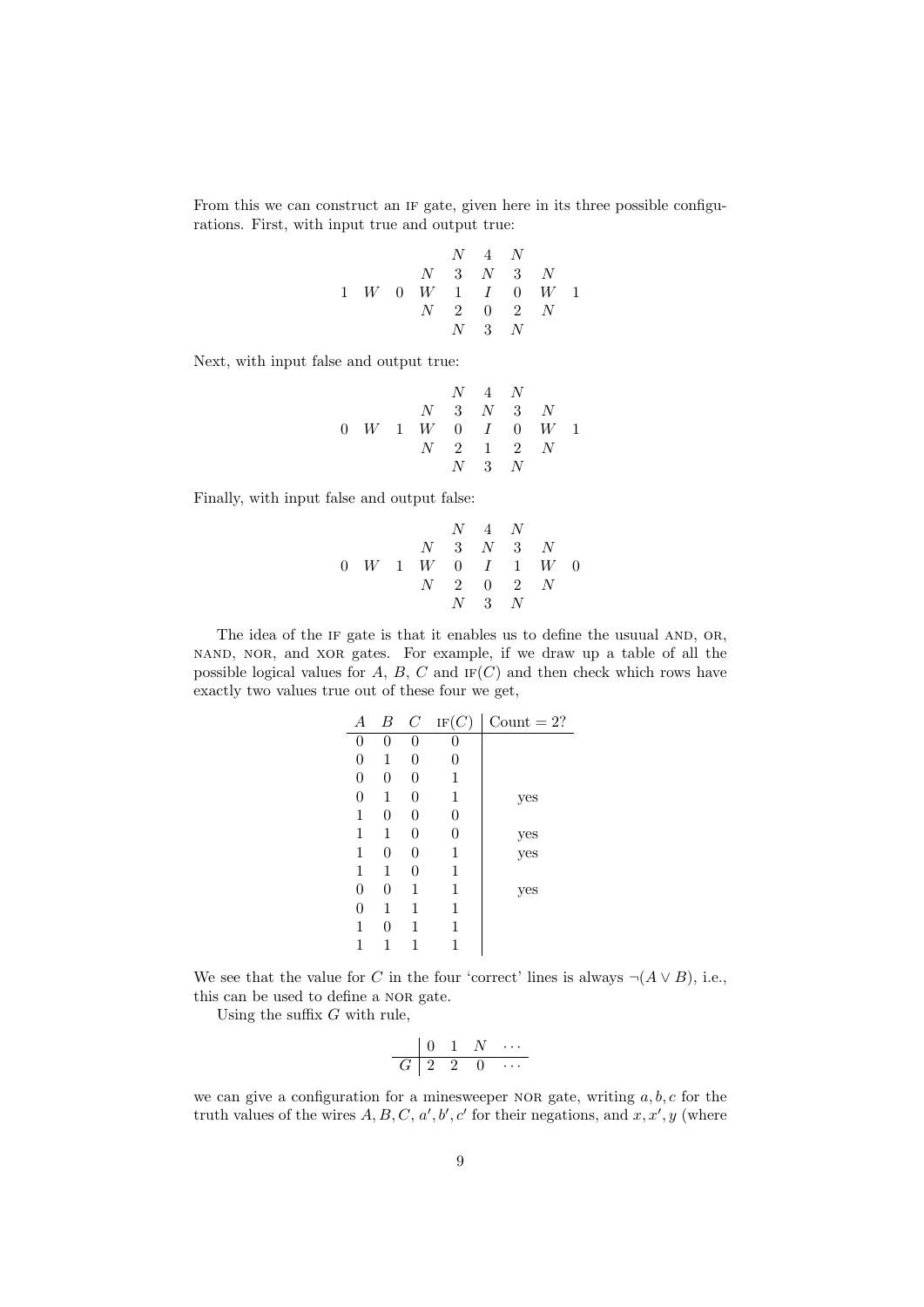From this we can construct an IF gate, given here in its three possible configurations. First, with input true and output true:

$$
\begin{array}{ccccccccc}
 & & & & N & 4 & N & & \\
 & & & N & 3 & N & 3 & N & \\
1 & W & 0 & W & 1 & I & 0 & W & 1 \\
 & & & N & 2 & 0 & 2 & N & \\
 & & & & N & 3 & N & &
\end{array}
$$

Next, with input false and output true:

$$
\begin{array}{ccccccccc}
 & & & & N & 4 & N & & \\
 & & & N & 3 & N & 3 & N & \\
0 & W & 1 & W & 0 & I & 0 & W & 1 \\
 & & & N & 2 & 1 & 2 & N & \\
 & & & & N & 3 & N & &
\end{array}
$$

Finally, with input false and output false:

$$
\begin{array}{ccccccccc}
 & & & & N & 4 & N & & \\
 & & & N & 3 & N & 3 & N & \\
0 & W & 1 & W & 0 & I & 1 & W & 0 \\
 & & & N & 2 & 0 & 2 & N & \\
 & & & & N & 3 & N & &
\end{array}
$$

The idea of the IF gate is that it enables us to define the usuual AND, OR, NAND, NOR, and XOR gates. For example, if we draw up a table of all the possible logical values for $A$, $B$, $C$ and IF$(C)$ and then check which rows have exactly two values true out of these four we get,

| $A$ | $B$ | $C$ | IF$(C)$ | Count = 2? |
|---|---|---|---|---|
| 0 | 0 | 0 | 0 | |
| 0 | 1 | 0 | 0 | |
| 0 | 0 | 0 | 1 | |
| 0 | 1 | 0 | 1 | yes |
| 1 | 0 | 0 | 0 | |
| 1 | 1 | 0 | 0 | yes |
| 1 | 0 | 0 | 1 | yes |
| 1 | 1 | 0 | 1 | |
| 0 | 0 | 1 | 1 | yes |
| 0 | 1 | 1 | 1 | |
| 1 | 0 | 1 | 1 | |
| 1 | 1 | 1 | 1 | |

We see that the value for $C$ in the four 'correct' lines is always $\neg(A \vee B)$, i.e., this can be used to define a NOR gate.

Using the suffix $G$ with rule,

$$
\begin{array}{c|cccc}
 & 0 & 1 & N & \cdots \\
\hline
G & 2 & 2 & 0 & \cdots
\end{array}
$$

we can give a configuration for a minesweeper NOR gate, writing $a, b, c$ for the truth values of the wires $A, B, C$, $a', b', c'$ for their negations, and $x, x', y$ (where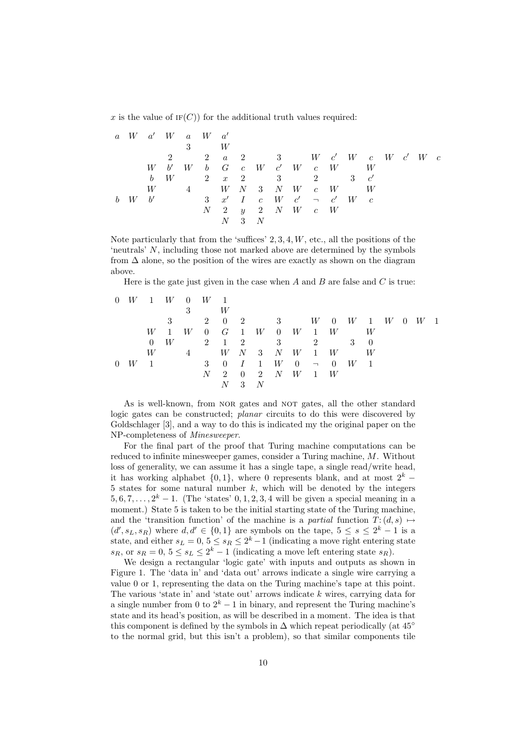$x$ is the value of IF($C$)) for the additional truth values required:

```
a   W   a'  W   a   W   a'
                3       W
            2       2   a   2       3       W   c'  W   c   W   c'  W   c
        W   b'  W   b   G   c   W   c'  W   c   W       W
        b   W       2   x   2       3       2       3   c'
        W       4       W   N   3   N   W   c   W       W
b   W   b'          3   x'  I   c   W   c'  ¬   c'  W   c
                    N   2   y   2   N   W   c   W
                        N   3   N
```

Note particularly that from the 'suffices' $2, 3, 4, W$, etc., all the positions of the 'neutrals' $N$, including those not marked above are determined by the symbols from $\Delta$ alone, so the position of the wires are exactly as shown on the diagram above.

Here is the gate just given in the case when $A$ and $B$ are false and $C$ is true:

```
0   W   1   W   0   W   1
                3       W
            3       2   0   2       3       W   0   W   1   W   0   W   1
        W   1   W   0   G   1   W   0   W   1   W       W
        0   W       2   1   2       3       2       3   0
        W       4       W   N   3   N   W   1   W       W
0   W   1           3   0   I   1   W   0   ¬   0   W   1
                    N   2   0   2   N   W   1   W
                        N   3   N
```

As is well-known, from NOR gates and NOT gates, all the other standard logic gates can be constructed; *planar* circuits to do this were discovered by Goldschlager [3], and a way to do this is indicated my the original paper on the NP-completeness of *Minesweeper*.

For the final part of the proof that Turing machine computations can be reduced to infinite minesweeper games, consider a Turing machine, $M$. Without loss of generality, we can assume it has a single tape, a single read/write head, it has working alphabet $\{0, 1\}$, where 0 represents blank, and at most $2^k - 5$ states for some natural number $k$, which will be denoted by the integers $5, 6, 7, \ldots, 2^k - 1$. (The 'states' $0, 1, 2, 3, 4$ will be given a special meaning in a moment.) State 5 is taken to be the initial starting state of the Turing machine, and the 'transition function' of the machine is a *partial* function $T: (d, s) \mapsto (d', s_L, s_R)$ where $d, d' \in \{0, 1\}$ are symbols on the tape, $5 \leq s \leq 2^k - 1$ is a state, and either $s_L = 0$, $5 \leq s_R \leq 2^k - 1$ (indicating a move right entering state $s_R$, or $s_R = 0$, $5 \leq s_L \leq 2^k - 1$ (indicating a move left entering state $s_R$).

We design a rectangular 'logic gate' with inputs and outputs as shown in Figure 1. The 'data in' and 'data out' arrows indicate a single wire carrying a value 0 or 1, representing the data on the Turing machine's tape at this point. The various 'state in' and 'state out' arrows indicate $k$ wires, carrying data for a single number from 0 to $2^k - 1$ in binary, and represent the Turing machine's state and its head's position, as will be described in a moment. The idea is that this component is defined by the symbols in $\Delta$ which repeat periodically (at $45^\circ$ to the normal grid, but this isn't a problem), so that similar components tile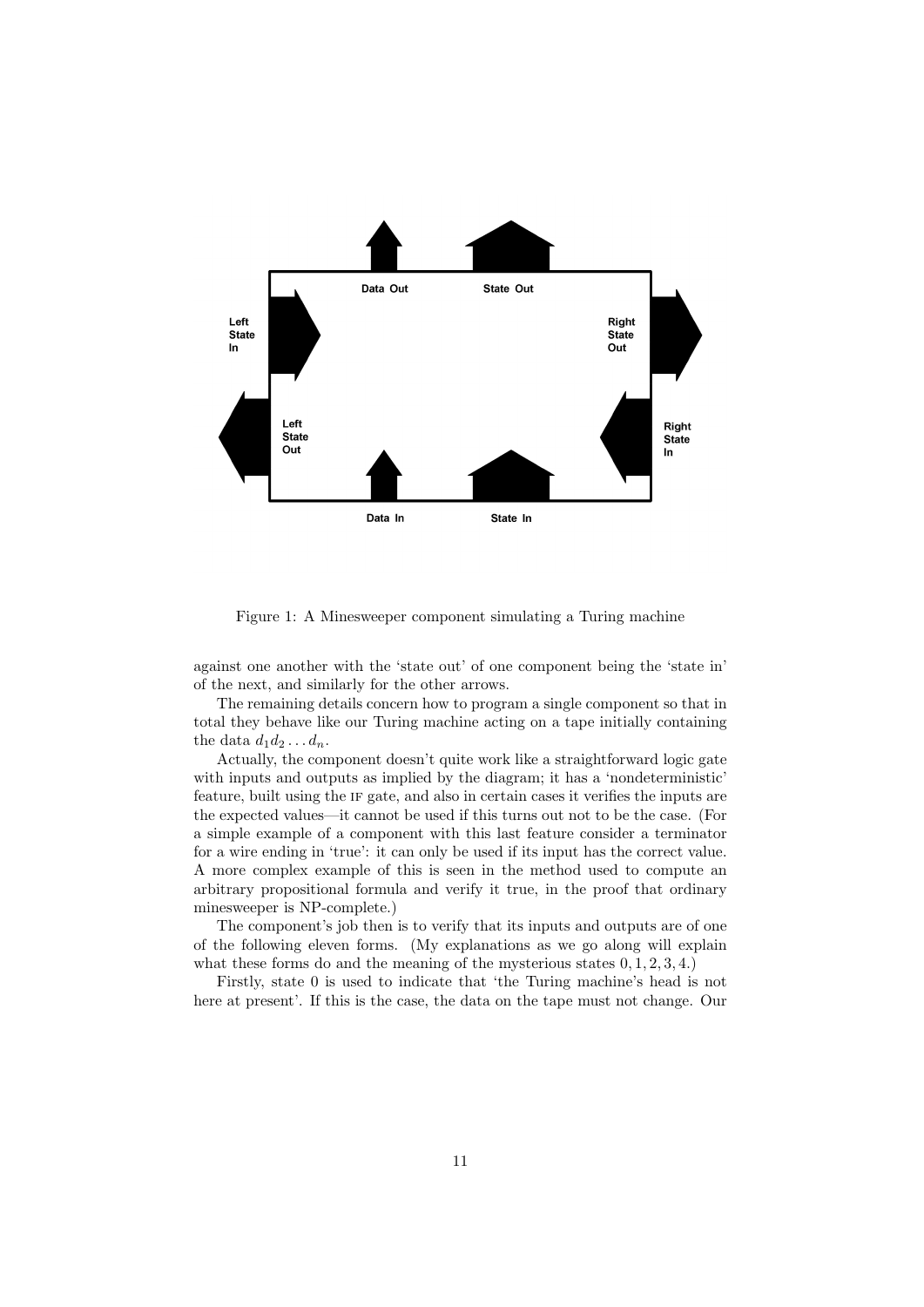Figure 1: A Minesweeper component simulating a Turing machine

against one another with the 'state out' of one component being the 'state in' of the next, and similarly for the other arrows.

The remaining details concern how to program a single component so that in total they behave like our Turing machine acting on a tape initially containing the data $d_1 d_2 \ldots d_n$.

Actually, the component doesn't quite work like a straightforward logic gate with inputs and outputs as implied by the diagram; it has a 'nondeterministic' feature, built using the IF gate, and also in certain cases it verifies the inputs are the expected values—it cannot be used if this turns out not to be the case. (For a simple example of a component with this last feature consider a terminator for a wire ending in 'true': it can only be used if its input has the correct value. A more complex example of this is seen in the method used to compute an arbitrary propositional formula and verify it true, in the proof that ordinary minesweeper is NP-complete.)

The component's job then is to verify that its inputs and outputs are of one of the following eleven forms. (My explanations as we go along will explain what these forms do and the meaning of the mysterious states $0, 1, 2, 3, 4$.)

Firstly, state 0 is used to indicate that 'the Turing machine's head is not here at present'. If this is the case, the data on the tape must not change. Our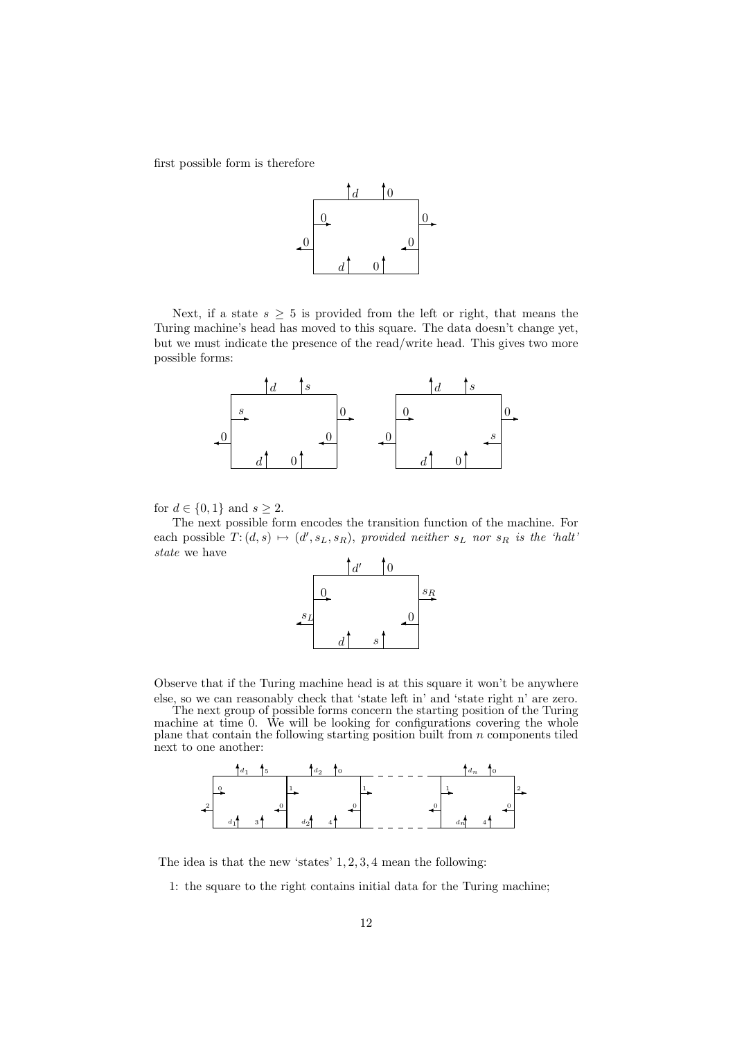first possible form is therefore

Next, if a state $s \geq 5$ is provided from the left or right, that means the Turing machine's head has moved to this square. The data doesn't change yet, but we must indicate the presence of the read/write head. This gives two more possible forms:

for $d \in \{0, 1\}$ and $s \geq 2$.

The next possible form encodes the transition function of the machine. For each possible $T\colon (d, s) \mapsto (d', s_L, s_R)$, *provided neither $s_L$ nor $s_R$ is the 'halt' state* we have

Observe that if the Turing machine head is at this square it won't be anywhere else, so we can reasonably check that 'state left in' and 'state right n' are zero.

The next group of possible forms concern the starting position of the Turing machine at time 0. We will be looking for configurations covering the whole plane that contain the following starting position built from $n$ components tiled next to one another:

The idea is that the new 'states' $1, 2, 3, 4$ mean the following:

1: the square to the right contains initial data for the Turing machine;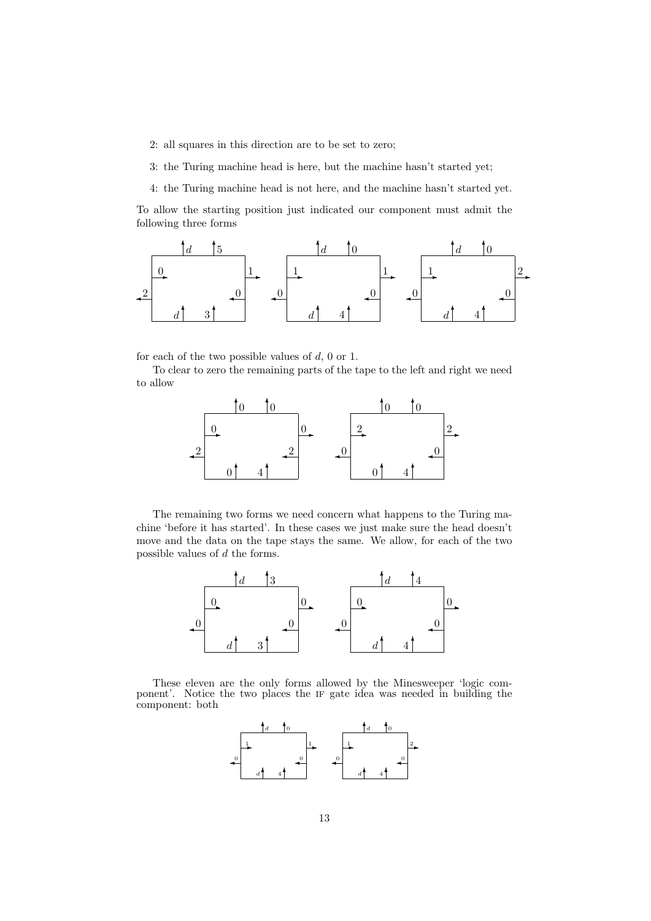2: all squares in this direction are to be set to zero;

3: the Turing machine head is here, but the machine hasn't started yet;

4: the Turing machine head is not here, and the machine hasn't started yet.

To allow the starting position just indicated our component must admit the following three forms

for each of the two possible values of $d$, 0 or 1.

To clear to zero the remaining parts of the tape to the left and right we need to allow

The remaining two forms we need concern what happens to the Turing machine 'before it has started'. In these cases we just make sure the head doesn't move and the data on the tape stays the same. We allow, for each of the two possible values of $d$ the forms.

These eleven are the only forms allowed by the Minesweeper 'logic component'. Notice the two places the IF gate idea was needed in building the component: both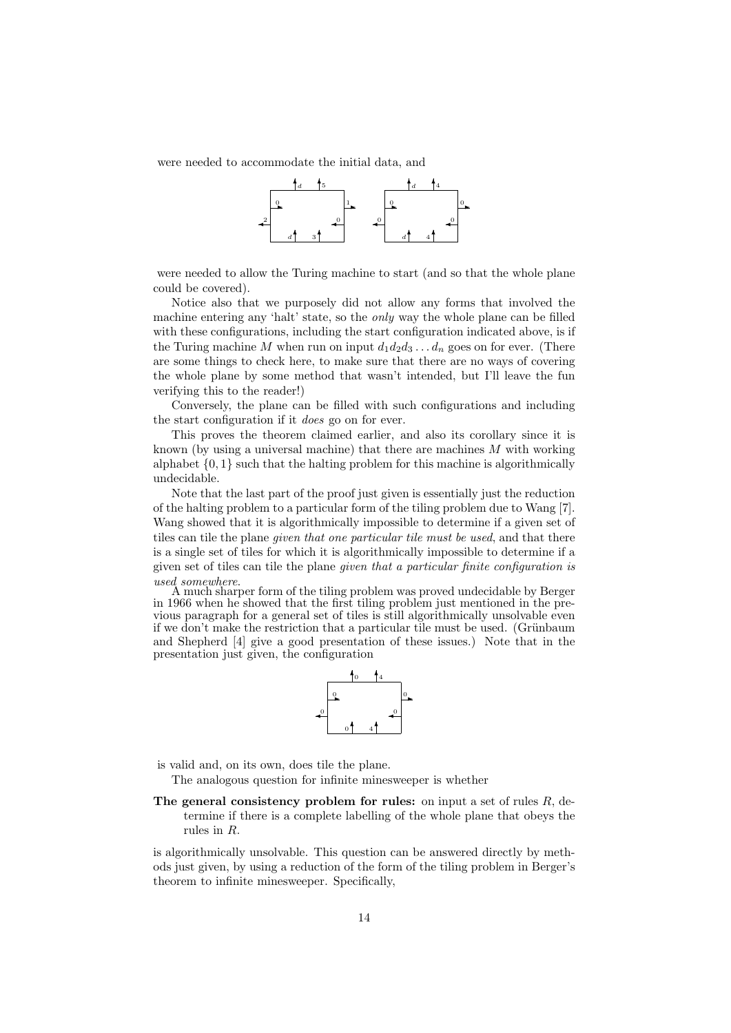were needed to accommodate the initial data, and

were needed to allow the Turing machine to start (and so that the whole plane could be covered).

Notice also that we purposely did not allow any forms that involved the machine entering any 'halt' state, so the *only* way the whole plane can be filled with these configurations, including the start configuration indicated above, is if the Turing machine $M$ when run on input $d_1 d_2 d_3 \ldots d_n$ goes on for ever. (There are some things to check here, to make sure that there are no ways of covering the whole plane by some method that wasn't intended, but I'll leave the fun verifying this to the reader!)

Conversely, the plane can be filled with such configurations and including the start configuration if it *does* go on for ever.

This proves the theorem claimed earlier, and also its corollary since it is known (by using a universal machine) that there are machines $M$ with working alphabet $\{0, 1\}$ such that the halting problem for this machine is algorithmically undecidable.

Note that the last part of the proof just given is essentially just the reduction of the halting problem to a particular form of the tiling problem due to Wang [7]. Wang showed that it is algorithmically impossible to determine if a given set of tiles can tile the plane *given that one particular tile must be used*, and that there is a single set of tiles for which it is algorithmically impossible to determine if a given set of tiles can tile the plane *given that a particular finite configuration is used somewhere.*

A much sharper form of the tiling problem was proved undecidable by Berger in 1966 when he showed that the first tiling problem just mentioned in the previous paragraph for a general set of tiles is still algorithmically unsolvable even if we don't make the restriction that a particular tile must be used. (Grünbaum and Shepherd [4] give a good presentation of these issues.) Note that in the presentation just given, the configuration

is valid and, on its own, does tile the plane.

The analogous question for infinite minesweeper is whether

**The general consistency problem for rules:** on input a set of rules $R$, determine if there is a complete labelling of the whole plane that obeys the rules in $R$.

is algorithmically unsolvable. This question can be answered directly by methods just given, by using a reduction of the form of the tiling problem in Berger's theorem to infinite minesweeper. Specifically,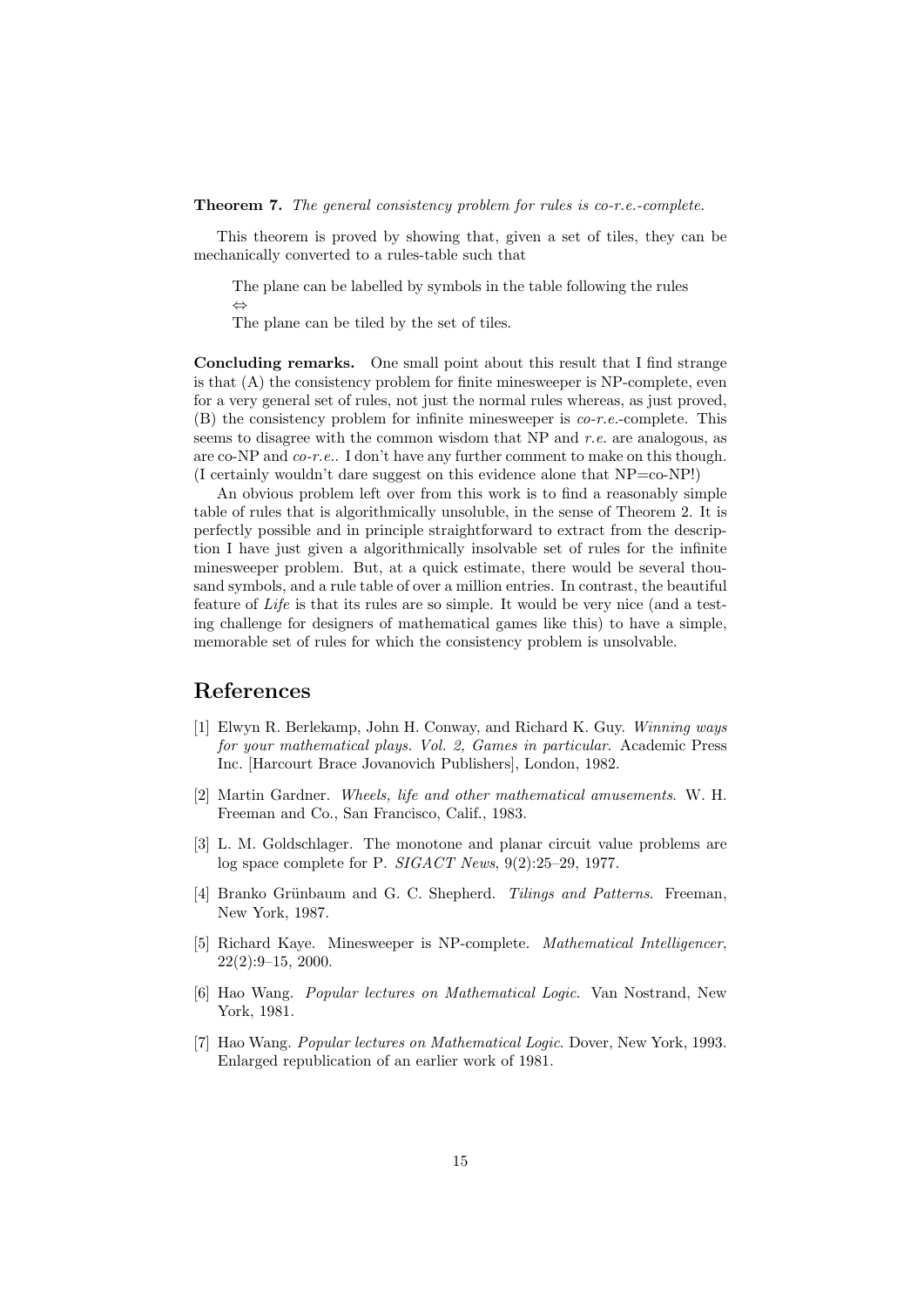**Theorem 7.** *The general consistency problem for rules is co-r.e.-complete.*

This theorem is proved by showing that, given a set of tiles, they can be mechanically converted to a rules-table such that

> The plane can be labelled by symbols in the table following the rules
> $\Leftrightarrow$
> The plane can be tiled by the set of tiles.

**Concluding remarks.** One small point about this result that I find strange is that (A) the consistency problem for finite minesweeper is NP-complete, even for a very general set of rules, not just the normal rules whereas, as just proved, (B) the consistency problem for infinite minesweeper is *co-r.e.*-complete. This seems to disagree with the common wisdom that NP and *r.e.* are analogous, as are co-NP and *co-r.e.*. I don't have any further comment to make on this though. (I certainly wouldn't dare suggest on this evidence alone that NP=co-NP!)

An obvious problem left over from this work is to find a reasonably simple table of rules that is algorithmically unsoluble, in the sense of Theorem 2. It is perfectly possible and in principle straightforward to extract from the description I have just given a algorithmically insolvable set of rules for the infinite minesweeper problem. But, at a quick estimate, there would be several thousand symbols, and a rule table of over a million entries. In contrast, the beautiful feature of *Life* is that its rules are so simple. It would be very nice (and a testing challenge for designers of mathematical games like this) to have a simple, memorable set of rules for which the consistency problem is unsolvable.

## References

[1] Elwyn R. Berlekamp, John H. Conway, and Richard K. Guy. *Winning ways for your mathematical plays. Vol. 2, Games in particular*. Academic Press Inc. [Harcourt Brace Jovanovich Publishers], London, 1982.

[2] Martin Gardner. *Wheels, life and other mathematical amusements*. W. H. Freeman and Co., San Francisco, Calif., 1983.

[3] L. M. Goldschlager. The monotone and planar circuit value problems are log space complete for P. *SIGACT News*, 9(2):25–29, 1977.

[4] Branko Grünbaum and G. C. Shepherd. *Tilings and Patterns*. Freeman, New York, 1987.

[5] Richard Kaye. Minesweeper is NP-complete. *Mathematical Intelligencer*, 22(2):9–15, 2000.

[6] Hao Wang. *Popular lectures on Mathematical Logic*. Van Nostrand, New York, 1981.

[7] Hao Wang. *Popular lectures on Mathematical Logic*. Dover, New York, 1993. Enlarged republication of an earlier work of 1981.